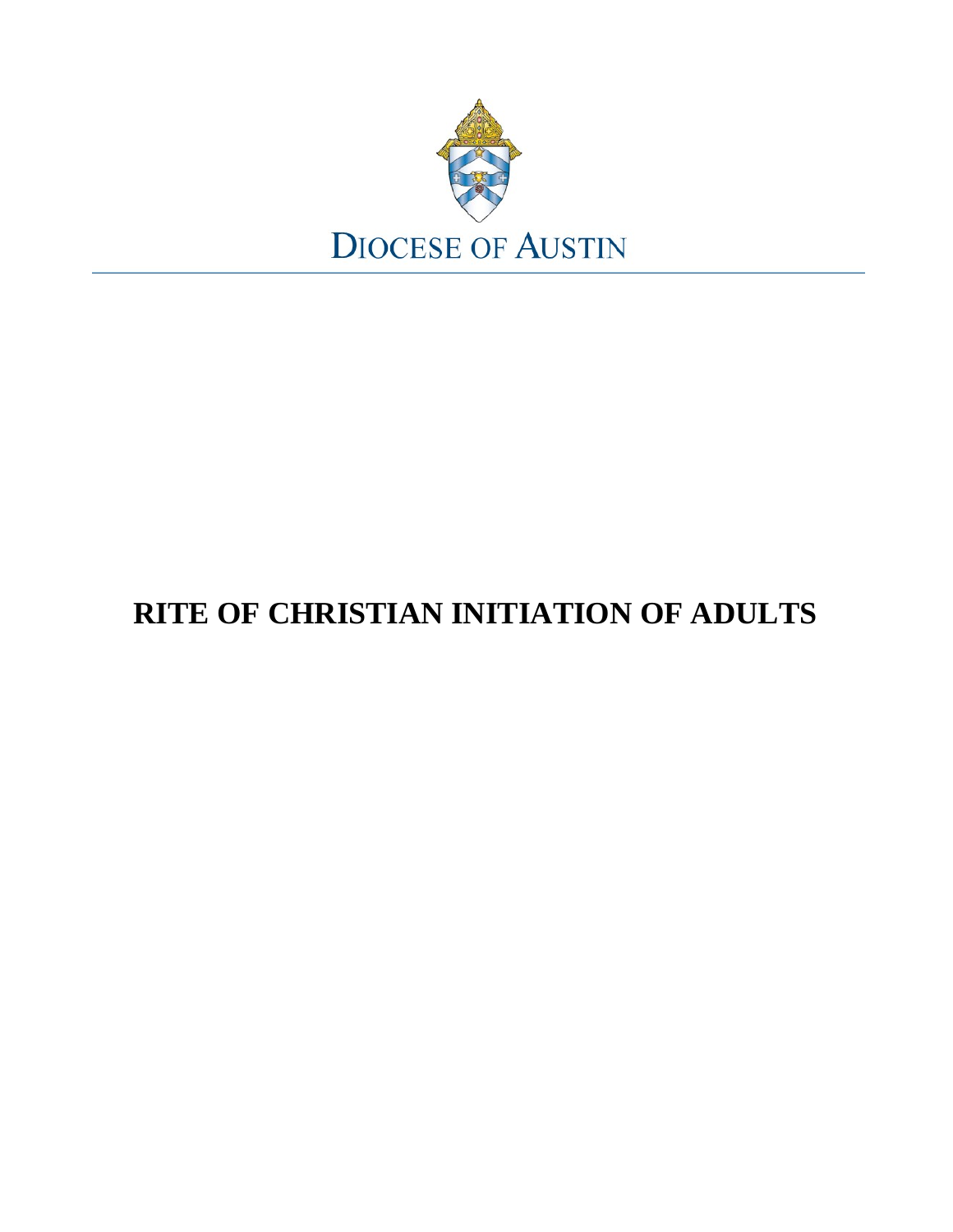DIOCESE OF AUSTIN

# RITE OF CHRISTIAN INITIATION OF ADULTS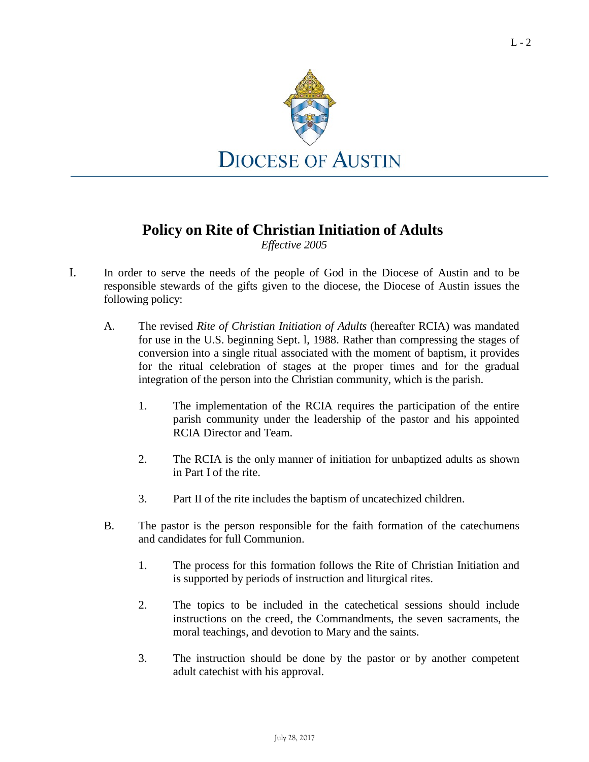DIOCESE OF AUSTIN

# Policy on Rite of Christian Initiation of Adults

*Effective 2005*

I. In order to serve the needs of the people of God in the Diocese of Austin and to be responsible stewards of the gifts given to the diocese, the Diocese of Austin issues the following policy:

   A. The revised *Rite of Christian Initiation of Adults* (hereafter RCIA) was mandated for use in the U.S. beginning Sept. l, 1988. Rather than compressing the stages of conversion into a single ritual associated with the moment of baptism, it provides for the ritual celebration of stages at the proper times and for the gradual integration of the person into the Christian community, which is the parish.

      1. The implementation of the RCIA requires the participation of the entire parish community under the leadership of the pastor and his appointed RCIA Director and Team.

      2. The RCIA is the only manner of initiation for unbaptized adults as shown in Part I of the rite.

      3. Part II of the rite includes the baptism of uncatechized children.

   B. The pastor is the person responsible for the faith formation of the catechumens and candidates for full Communion.

      1. The process for this formation follows the Rite of Christian Initiation and is supported by periods of instruction and liturgical rites.

      2. The topics to be included in the catechetical sessions should include instructions on the creed, the Commandments, the seven sacraments, the moral teachings, and devotion to Mary and the saints.

      3. The instruction should be done by the pastor or by another competent adult catechist with his approval.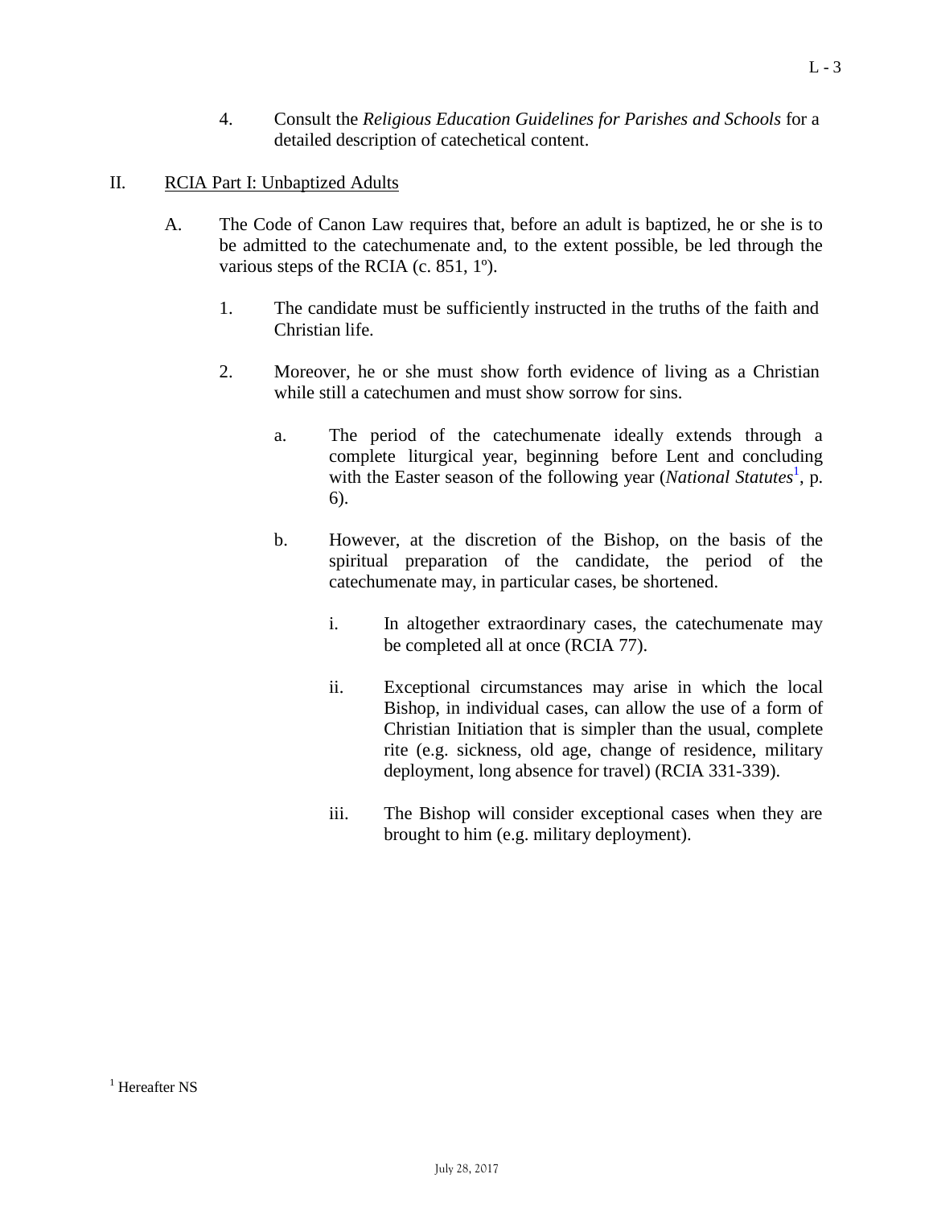4. Consult the *Religious Education Guidelines for Parishes and Schools* for a detailed description of catechetical content.

## II. RCIA Part I: Unbaptized Adults

A. The Code of Canon Law requires that, before an adult is baptized, he or she is to be admitted to the catechumenate and, to the extent possible, be led through the various steps of the RCIA (c. 851, 1º).

1. The candidate must be sufficiently instructed in the truths of the faith and Christian life.

2. Moreover, he or she must show forth evidence of living as a Christian while still a catechumen and must show sorrow for sins.

   a. The period of the catechumenate ideally extends through a complete liturgical year, beginning before Lent and concluding with the Easter season of the following year (*National Statutes*[1], p. 6).

   b. However, at the discretion of the Bishop, on the basis of the spiritual preparation of the candidate, the period of the catechumenate may, in particular cases, be shortened.

      i. In altogether extraordinary cases, the catechumenate may be completed all at once (RCIA 77).

      ii. Exceptional circumstances may arise in which the local Bishop, in individual cases, can allow the use of a form of Christian Initiation that is simpler than the usual, complete rite (e.g. sickness, old age, change of residence, military deployment, long absence for travel) (RCIA 331-339).

      iii. The Bishop will consider exceptional cases when they are brought to him (e.g. military deployment).

[1] Hereafter NS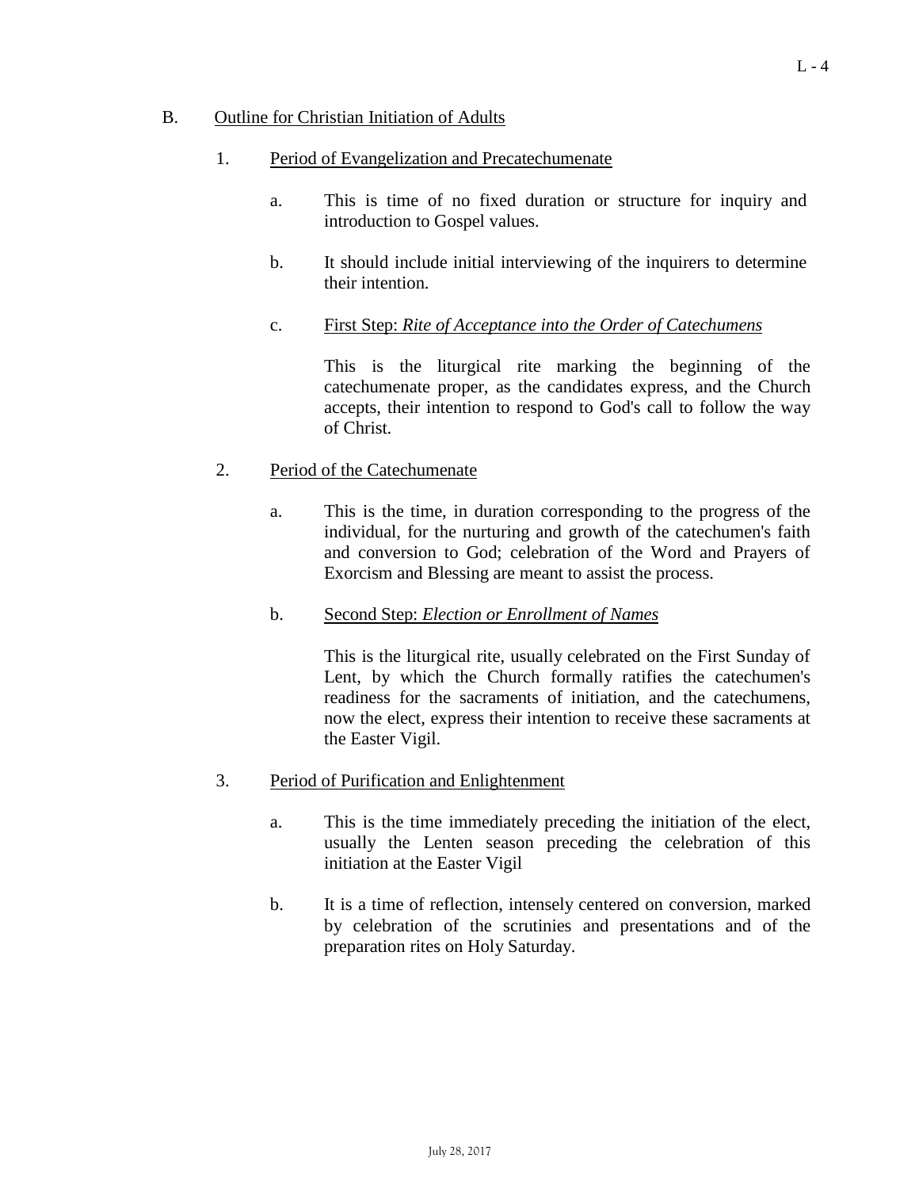B. Outline for Christian Initiation of Adults

1. Period of Evangelization and Precatechumenate

   a. This is time of no fixed duration or structure for inquiry and introduction to Gospel values.

   b. It should include initial interviewing of the inquirers to determine their intention.

   c. First Step: *Rite of Acceptance into the Order of Catechumens*

      This is the liturgical rite marking the beginning of the catechumenate proper, as the candidates express, and the Church accepts, their intention to respond to God's call to follow the way of Christ.

2. Period of the Catechumenate

   a. This is the time, in duration corresponding to the progress of the individual, for the nurturing and growth of the catechumen's faith and conversion to God; celebration of the Word and Prayers of Exorcism and Blessing are meant to assist the process.

   b. Second Step: *Election or Enrollment of Names*

      This is the liturgical rite, usually celebrated on the First Sunday of Lent, by which the Church formally ratifies the catechumen's readiness for the sacraments of initiation, and the catechumens, now the elect, express their intention to receive these sacraments at the Easter Vigil.

3. Period of Purification and Enlightenment

   a. This is the time immediately preceding the initiation of the elect, usually the Lenten season preceding the celebration of this initiation at the Easter Vigil

   b. It is a time of reflection, intensely centered on conversion, marked by celebration of the scrutinies and presentations and of the preparation rites on Holy Saturday.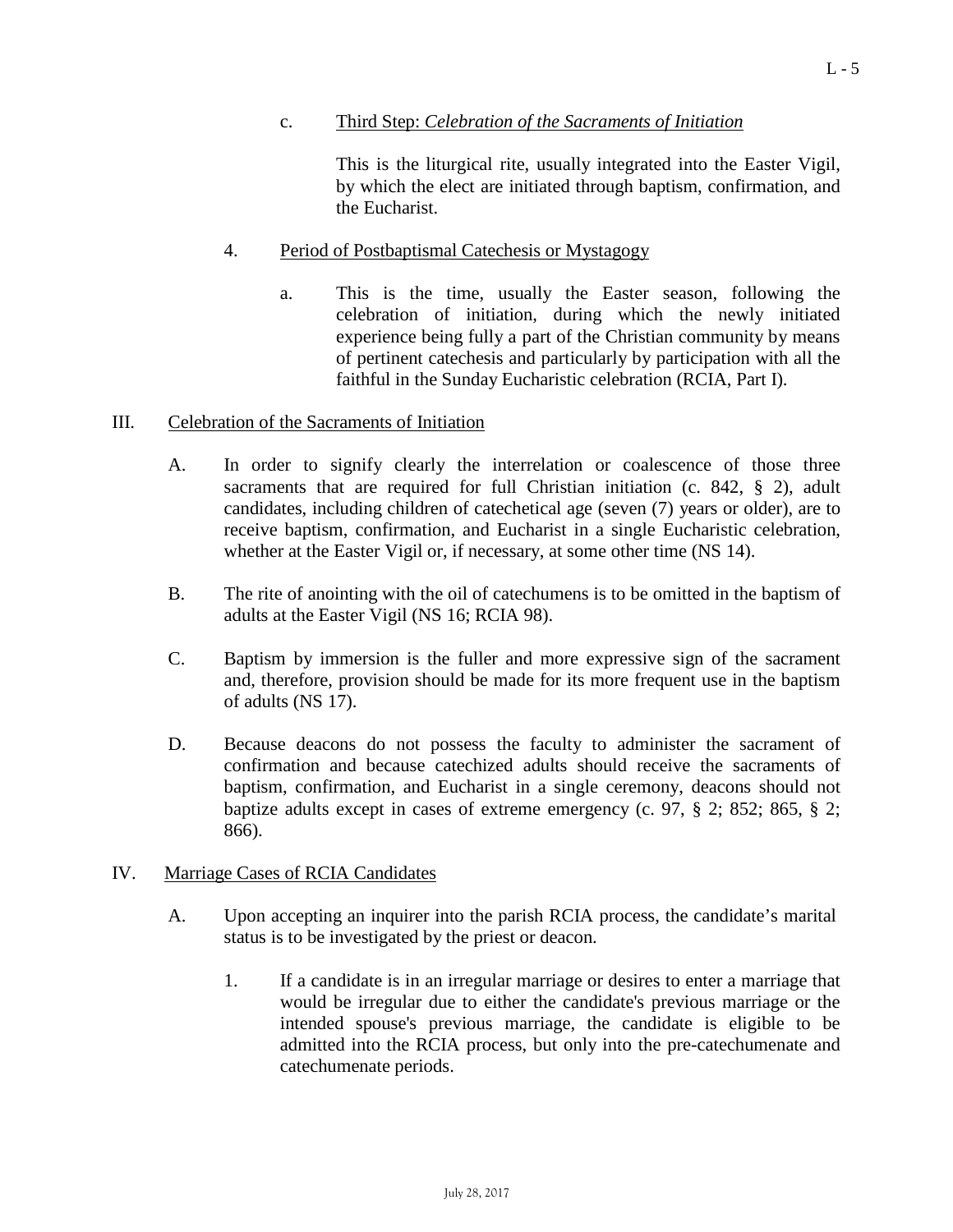c. <u>Third Step: *Celebration of the Sacraments of Initiation*</u>

This is the liturgical rite, usually integrated into the Easter Vigil, by which the elect are initiated through baptism, confirmation, and the Eucharist.

4. <u>Period of Postbaptismal Catechesis or Mystagogy</u>

a. This is the time, usually the Easter season, following the celebration of initiation, during which the newly initiated experience being fully a part of the Christian community by means of pertinent catechesis and particularly by participation with all the faithful in the Sunday Eucharistic celebration (RCIA, Part I).

## III. Celebration of the Sacraments of Initiation

A. In order to signify clearly the interrelation or coalescence of those three sacraments that are required for full Christian initiation (c. 842, § 2), adult candidates, including children of catechetical age (seven (7) years or older), are to receive baptism, confirmation, and Eucharist in a single Eucharistic celebration, whether at the Easter Vigil or, if necessary, at some other time (NS 14).

B. The rite of anointing with the oil of catechumens is to be omitted in the baptism of adults at the Easter Vigil (NS 16; RCIA 98).

C. Baptism by immersion is the fuller and more expressive sign of the sacrament and, therefore, provision should be made for its more frequent use in the baptism of adults (NS 17).

D. Because deacons do not possess the faculty to administer the sacrament of confirmation and because catechized adults should receive the sacraments of baptism, confirmation, and Eucharist in a single ceremony, deacons should not baptize adults except in cases of extreme emergency (c. 97, § 2; 852; 865, § 2; 866).

## IV. Marriage Cases of RCIA Candidates

A. Upon accepting an inquirer into the parish RCIA process, the candidate's marital status is to be investigated by the priest or deacon.

1. If a candidate is in an irregular marriage or desires to enter a marriage that would be irregular due to either the candidate's previous marriage or the intended spouse's previous marriage, the candidate is eligible to be admitted into the RCIA process, but only into the pre-catechumenate and catechumenate periods.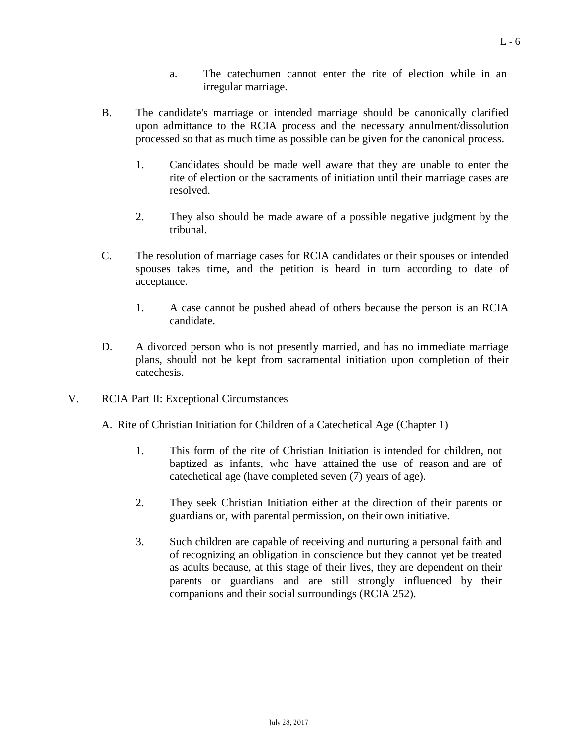a. The catechumen cannot enter the rite of election while in an irregular marriage.

B. The candidate's marriage or intended marriage should be canonically clarified upon admittance to the RCIA process and the necessary annulment/dissolution processed so that as much time as possible can be given for the canonical process.

1. Candidates should be made well aware that they are unable to enter the rite of election or the sacraments of initiation until their marriage cases are resolved.

2. They also should be made aware of a possible negative judgment by the tribunal.

C. The resolution of marriage cases for RCIA candidates or their spouses or intended spouses takes time, and the petition is heard in turn according to date of acceptance.

1. A case cannot be pushed ahead of others because the person is an RCIA candidate.

D. A divorced person who is not presently married, and has no immediate marriage plans, should not be kept from sacramental initiation upon completion of their catechesis.

V. <u>RCIA Part II: Exceptional Circumstances</u>

A. <u>Rite of Christian Initiation for Children of a Catechetical Age (Chapter 1)</u>

1. This form of the rite of Christian Initiation is intended for children, not baptized as infants, who have attained the use of reason and are of catechetical age (have completed seven (7) years of age).

2. They seek Christian Initiation either at the direction of their parents or guardians or, with parental permission, on their own initiative.

3. Such children are capable of receiving and nurturing a personal faith and of recognizing an obligation in conscience but they cannot yet be treated as adults because, at this stage of their lives, they are dependent on their parents or guardians and are still strongly influenced by their companions and their social surroundings (RCIA 252).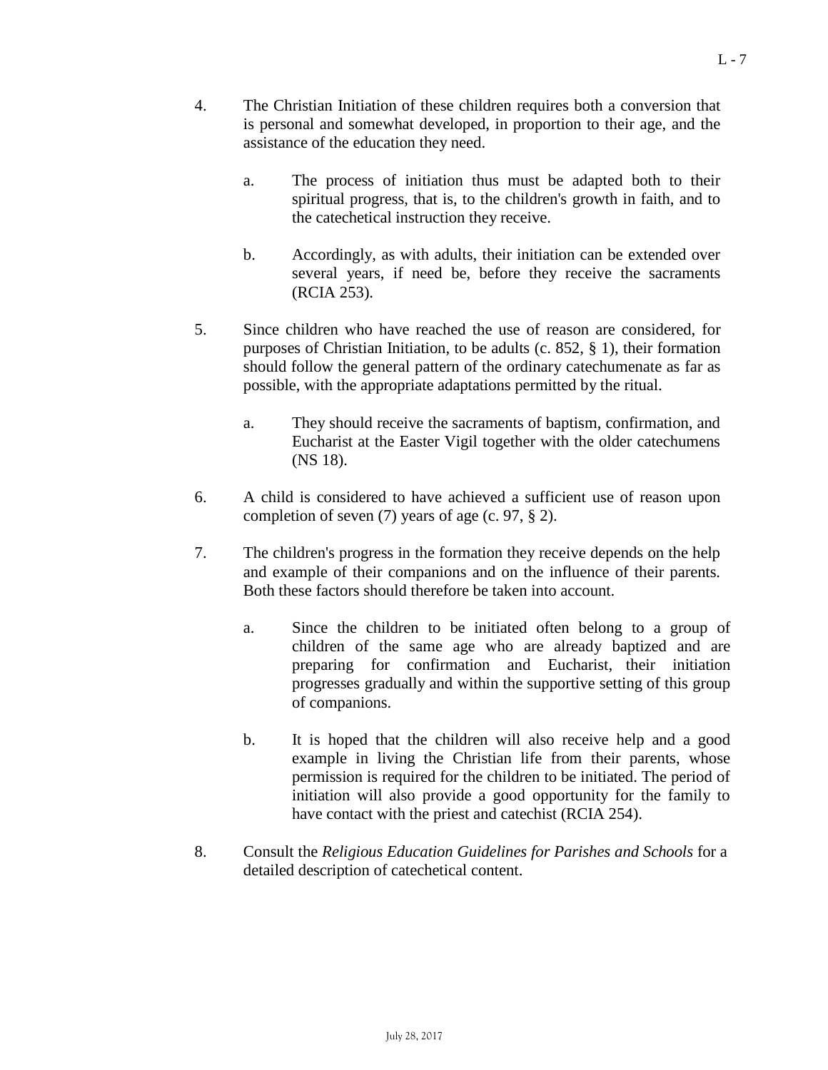4. The Christian Initiation of these children requires both a conversion that is personal and somewhat developed, in proportion to their age, and the assistance of the education they need.

   a. The process of initiation thus must be adapted both to their spiritual progress, that is, to the children's growth in faith, and to the catechetical instruction they receive.

   b. Accordingly, as with adults, their initiation can be extended over several years, if need be, before they receive the sacraments (RCIA 253).

5. Since children who have reached the use of reason are considered, for purposes of Christian Initiation, to be adults (c. 852, § 1), their formation should follow the general pattern of the ordinary catechumenate as far as possible, with the appropriate adaptations permitted by the ritual.

   a. They should receive the sacraments of baptism, confirmation, and Eucharist at the Easter Vigil together with the older catechumens (NS 18).

6. A child is considered to have achieved a sufficient use of reason upon completion of seven (7) years of age (c. 97, § 2).

7. The children's progress in the formation they receive depends on the help and example of their companions and on the influence of their parents. Both these factors should therefore be taken into account.

   a. Since the children to be initiated often belong to a group of children of the same age who are already baptized and are preparing for confirmation and Eucharist, their initiation progresses gradually and within the supportive setting of this group of companions.

   b. It is hoped that the children will also receive help and a good example in living the Christian life from their parents, whose permission is required for the children to be initiated. The period of initiation will also provide a good opportunity for the family to have contact with the priest and catechist (RCIA 254).

8. Consult the *Religious Education Guidelines for Parishes and Schools* for a detailed description of catechetical content.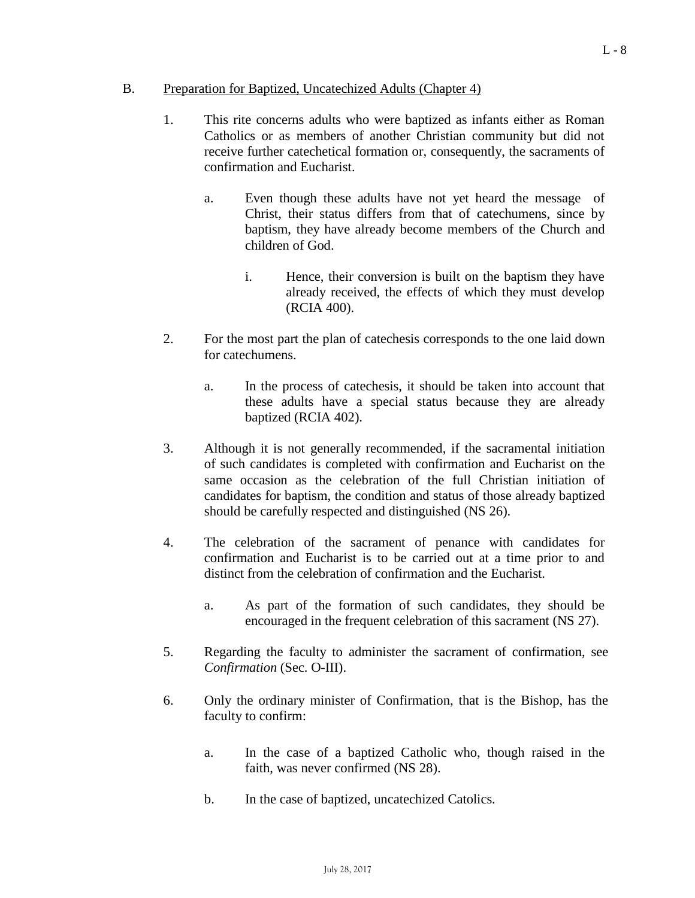B. <u>Preparation for Baptized, Uncatechized Adults (Chapter 4)</u>

1. This rite concerns adults who were baptized as infants either as Roman Catholics or as members of another Christian community but did not receive further catechetical formation or, consequently, the sacraments of confirmation and Eucharist.

   a. Even though these adults have not yet heard the message of Christ, their status differs from that of catechumens, since by baptism, they have already become members of the Church and children of God.

      i. Hence, their conversion is built on the baptism they have already received, the effects of which they must develop (RCIA 400).

2. For the most part the plan of catechesis corresponds to the one laid down for catechumens.

   a. In the process of catechesis, it should be taken into account that these adults have a special status because they are already baptized (RCIA 402).

3. Although it is not generally recommended, if the sacramental initiation of such candidates is completed with confirmation and Eucharist on the same occasion as the celebration of the full Christian initiation of candidates for baptism, the condition and status of those already baptized should be carefully respected and distinguished (NS 26).

4. The celebration of the sacrament of penance with candidates for confirmation and Eucharist is to be carried out at a time prior to and distinct from the celebration of confirmation and the Eucharist.

   a. As part of the formation of such candidates, they should be encouraged in the frequent celebration of this sacrament (NS 27).

5. Regarding the faculty to administer the sacrament of confirmation, see *Confirmation* (Sec. O-III).

6. Only the ordinary minister of Confirmation, that is the Bishop, has the faculty to confirm:

   a. In the case of a baptized Catholic who, though raised in the faith, was never confirmed (NS 28).

   b. In the case of baptized, uncatechized Catolics.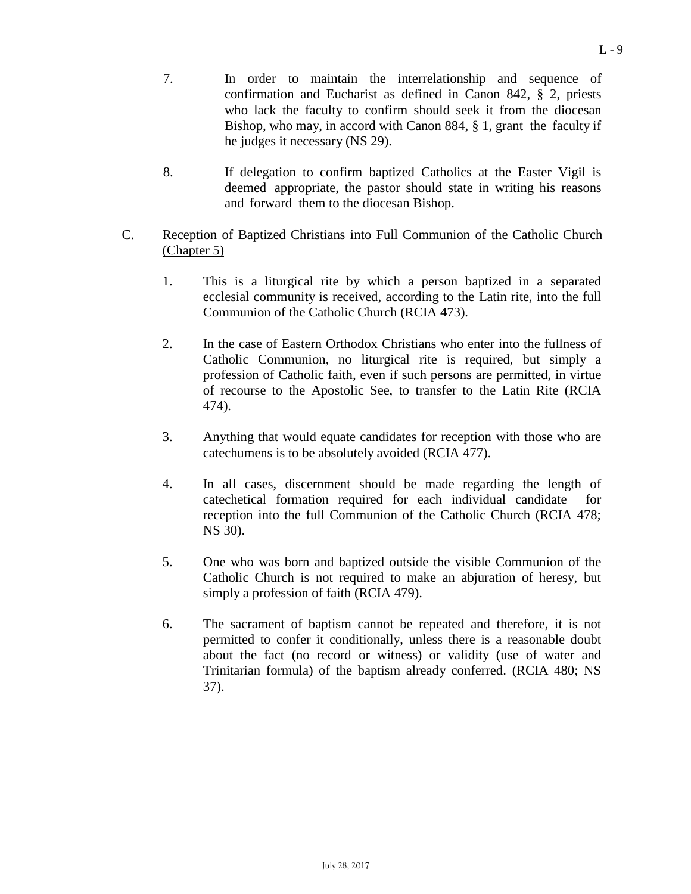7. In order to maintain the interrelationship and sequence of confirmation and Eucharist as defined in Canon 842, § 2, priests who lack the faculty to confirm should seek it from the diocesan Bishop, who may, in accord with Canon 884, § 1, grant the faculty if he judges it necessary (NS 29).

8. If delegation to confirm baptized Catholics at the Easter Vigil is deemed appropriate, the pastor should state in writing his reasons and forward them to the diocesan Bishop.

C. <u>Reception of Baptized Christians into Full Communion of the Catholic Church (Chapter 5)</u>

1. This is a liturgical rite by which a person baptized in a separated ecclesial community is received, according to the Latin rite, into the full Communion of the Catholic Church (RCIA 473).

2. In the case of Eastern Orthodox Christians who enter into the fullness of Catholic Communion, no liturgical rite is required, but simply a profession of Catholic faith, even if such persons are permitted, in virtue of recourse to the Apostolic See, to transfer to the Latin Rite (RCIA 474).

3. Anything that would equate candidates for reception with those who are catechumens is to be absolutely avoided (RCIA 477).

4. In all cases, discernment should be made regarding the length of catechetical formation required for each individual candidate for reception into the full Communion of the Catholic Church (RCIA 478; NS 30).

5. One who was born and baptized outside the visible Communion of the Catholic Church is not required to make an abjuration of heresy, but simply a profession of faith (RCIA 479).

6. The sacrament of baptism cannot be repeated and therefore, it is not permitted to confer it conditionally, unless there is a reasonable doubt about the fact (no record or witness) or validity (use of water and Trinitarian formula) of the baptism already conferred. (RCIA 480; NS 37).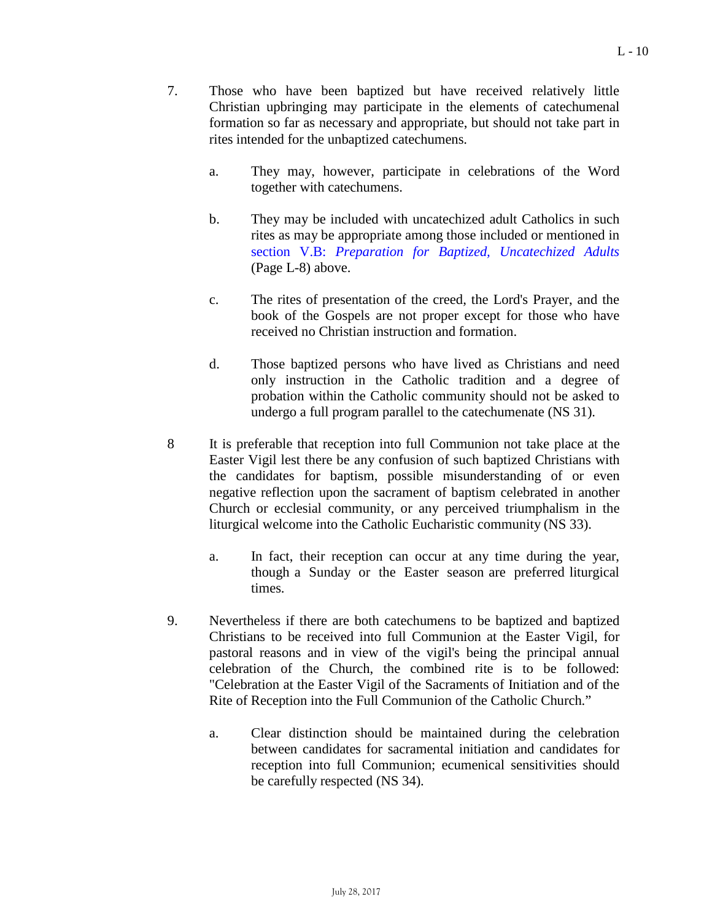7. Those who have been baptized but have received relatively little Christian upbringing may participate in the elements of catechumenal formation so far as necessary and appropriate, but should not take part in rites intended for the unbaptized catechumens.

   a. They may, however, participate in celebrations of the Word together with catechumens.

   b. They may be included with uncatechized adult Catholics in such rites as may be appropriate among those included or mentioned in section V.B: *Preparation for Baptized, Uncatechized Adults* (Page L-8) above.

   c. The rites of presentation of the creed, the Lord's Prayer, and the book of the Gospels are not proper except for those who have received no Christian instruction and formation.

   d. Those baptized persons who have lived as Christians and need only instruction in the Catholic tradition and a degree of probation within the Catholic community should not be asked to undergo a full program parallel to the catechumenate (NS 31).

8 It is preferable that reception into full Communion not take place at the Easter Vigil lest there be any confusion of such baptized Christians with the candidates for baptism, possible misunderstanding of or even negative reflection upon the sacrament of baptism celebrated in another Church or ecclesial community, or any perceived triumphalism in the liturgical welcome into the Catholic Eucharistic community (NS 33).

   a. In fact, their reception can occur at any time during the year, though a Sunday or the Easter season are preferred liturgical times.

9. Nevertheless if there are both catechumens to be baptized and baptized Christians to be received into full Communion at the Easter Vigil, for pastoral reasons and in view of the vigil's being the principal annual celebration of the Church, the combined rite is to be followed: "Celebration at the Easter Vigil of the Sacraments of Initiation and of the Rite of Reception into the Full Communion of the Catholic Church."

   a. Clear distinction should be maintained during the celebration between candidates for sacramental initiation and candidates for reception into full Communion; ecumenical sensitivities should be carefully respected (NS 34).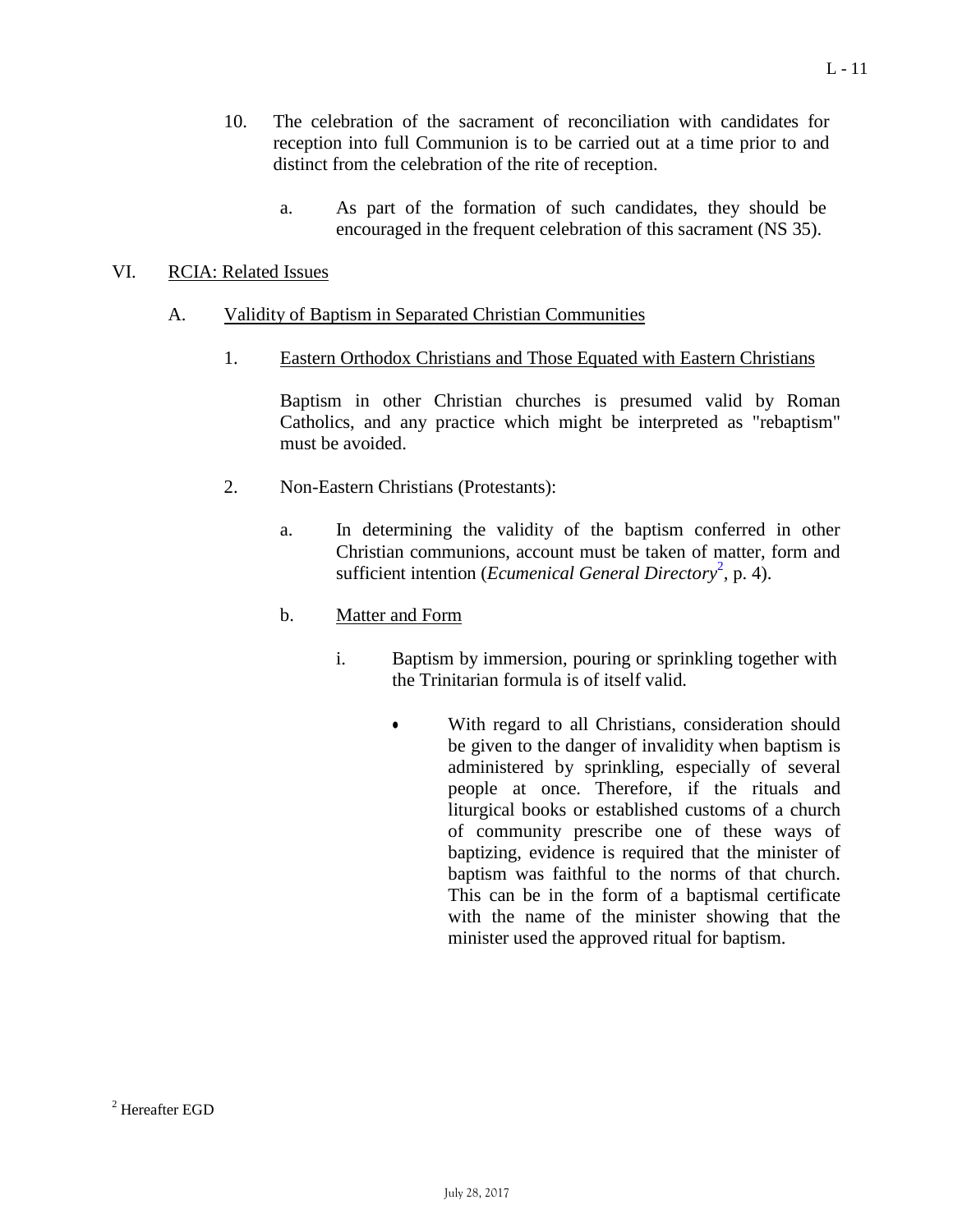10. The celebration of the sacrament of reconciliation with candidates for reception into full Communion is to be carried out at a time prior to and distinct from the celebration of the rite of reception.

    a. As part of the formation of such candidates, they should be encouraged in the frequent celebration of this sacrament (NS 35).

## VI. <u>RCIA: Related Issues</u>

### A. <u>Validity of Baptism in Separated Christian Communities</u>

1. <u>Eastern Orthodox Christians and Those Equated with Eastern Christians</u>

   Baptism in other Christian churches is presumed valid by Roman Catholics, and any practice which might be interpreted as "rebaptism" must be avoided.

2. Non-Eastern Christians (Protestants):

   a. In determining the validity of the baptism conferred in other Christian communions, account must be taken of matter, form and sufficient intention (*Ecumenical General Directory*[2], p. 4).

   b. <u>Matter and Form</u>

      i. Baptism by immersion, pouring or sprinkling together with the Trinitarian formula is of itself valid.

         - With regard to all Christians, consideration should be given to the danger of invalidity when baptism is administered by sprinkling, especially of several people at once. Therefore, if the rituals and liturgical books or established customs of a church of community prescribe one of these ways of baptizing, evidence is required that the minister of baptism was faithful to the norms of that church. This can be in the form of a baptismal certificate with the name of the minister showing that the minister used the approved ritual for baptism.

[2] Hereafter EGD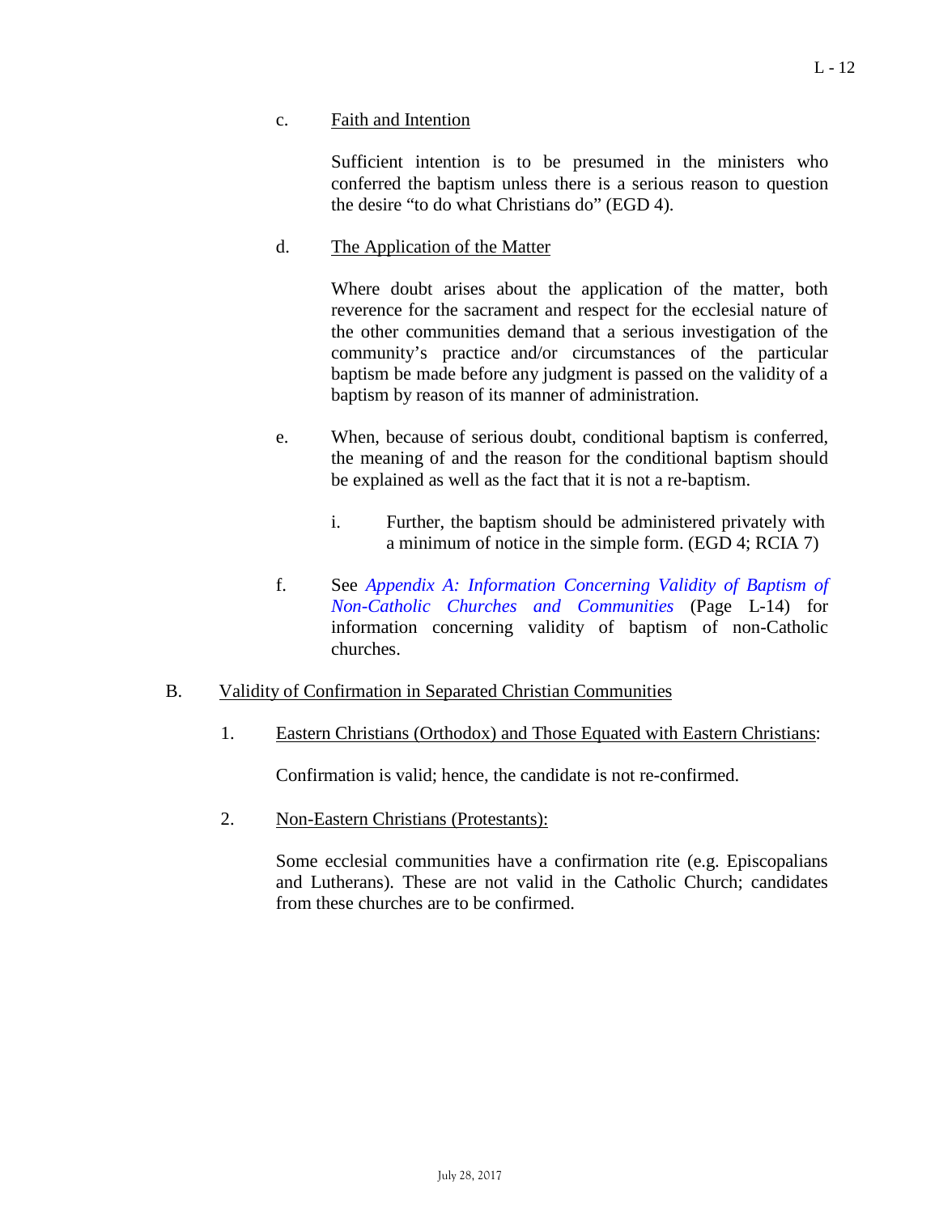c. <u>Faith and Intention</u>

Sufficient intention is to be presumed in the ministers who conferred the baptism unless there is a serious reason to question the desire "to do what Christians do" (EGD 4).

d. <u>The Application of the Matter</u>

Where doubt arises about the application of the matter, both reverence for the sacrament and respect for the ecclesial nature of the other communities demand that a serious investigation of the community's practice and/or circumstances of the particular baptism be made before any judgment is passed on the validity of a baptism by reason of its manner of administration.

e. When, because of serious doubt, conditional baptism is conferred, the meaning of and the reason for the conditional baptism should be explained as well as the fact that it is not a re-baptism.

   i. Further, the baptism should be administered privately with a minimum of notice in the simple form. (EGD 4; RCIA 7)

f. See *Appendix A: Information Concerning Validity of Baptism of Non-Catholic Churches and Communities* (Page L-14) for information concerning validity of baptism of non-Catholic churches.

B. <u>Validity of Confirmation in Separated Christian Communities</u>

1. <u>Eastern Christians (Orthodox) and Those Equated with Eastern Christians</u>:

   Confirmation is valid; hence, the candidate is not re-confirmed.

2. <u>Non-Eastern Christians (Protestants):</u>

   Some ecclesial communities have a confirmation rite (e.g. Episcopalians and Lutherans). These are not valid in the Catholic Church; candidates from these churches are to be confirmed.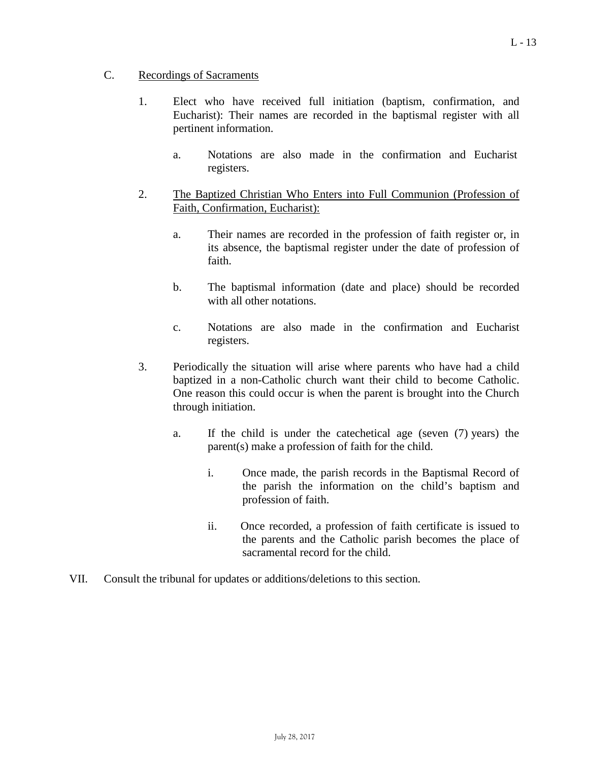C. <u>Recordings of Sacraments</u>

1. Elect who have received full initiation (baptism, confirmation, and Eucharist): Their names are recorded in the baptismal register with all pertinent information.

    a. Notations are also made in the confirmation and Eucharist registers.

2. <u>The Baptized Christian Who Enters into Full Communion (Profession of Faith, Confirmation, Eucharist):</u>

    a. Their names are recorded in the profession of faith register or, in its absence, the baptismal register under the date of profession of faith.

    b. The baptismal information (date and place) should be recorded with all other notations.

    c. Notations are also made in the confirmation and Eucharist registers.

3. Periodically the situation will arise where parents who have had a child baptized in a non-Catholic church want their child to become Catholic. One reason this could occur is when the parent is brought into the Church through initiation.

    a. If the child is under the catechetical age (seven (7) years) the parent(s) make a profession of faith for the child.

        i. Once made, the parish records in the Baptismal Record of the parish the information on the child's baptism and profession of faith.

        ii. Once recorded, a profession of faith certificate is issued to the parents and the Catholic parish becomes the place of sacramental record for the child.

VII. Consult the tribunal for updates or additions/deletions to this section.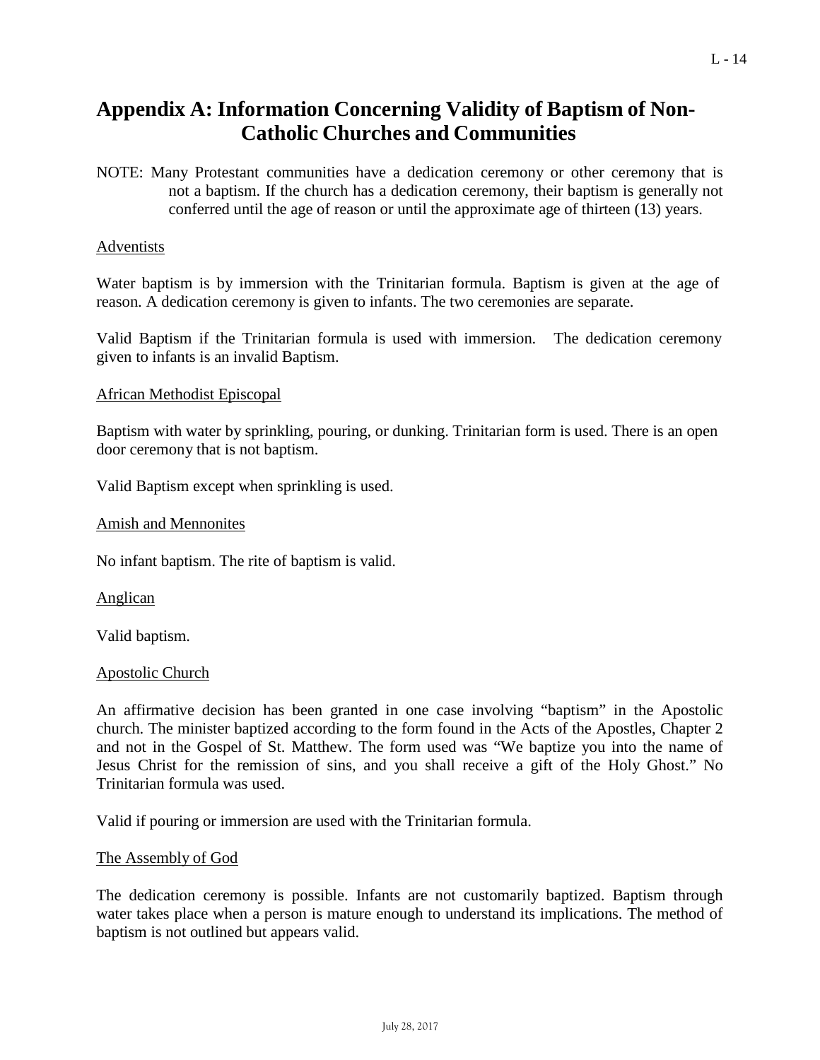# Appendix A: Information Concerning Validity of Baptism of Non-Catholic Churches and Communities

NOTE: Many Protestant communities have a dedication ceremony or other ceremony that is not a baptism. If the church has a dedication ceremony, their baptism is generally not conferred until the age of reason or until the approximate age of thirteen (13) years.

<u>Adventists</u>

Water baptism is by immersion with the Trinitarian formula. Baptism is given at the age of reason. A dedication ceremony is given to infants. The two ceremonies are separate.

Valid Baptism if the Trinitarian formula is used with immersion. The dedication ceremony given to infants is an invalid Baptism.

<u>African Methodist Episcopal</u>

Baptism with water by sprinkling, pouring, or dunking. Trinitarian form is used. There is an open door ceremony that is not baptism.

Valid Baptism except when sprinkling is used.

<u>Amish and Mennonites</u>

No infant baptism. The rite of baptism is valid.

<u>Anglican</u>

Valid baptism.

<u>Apostolic Church</u>

An affirmative decision has been granted in one case involving "baptism" in the Apostolic church. The minister baptized according to the form found in the Acts of the Apostles, Chapter 2 and not in the Gospel of St. Matthew. The form used was "We baptize you into the name of Jesus Christ for the remission of sins, and you shall receive a gift of the Holy Ghost." No Trinitarian formula was used.

Valid if pouring or immersion are used with the Trinitarian formula.

<u>The Assembly of God</u>

The dedication ceremony is possible. Infants are not customarily baptized. Baptism through water takes place when a person is mature enough to understand its implications. The method of baptism is not outlined but appears valid.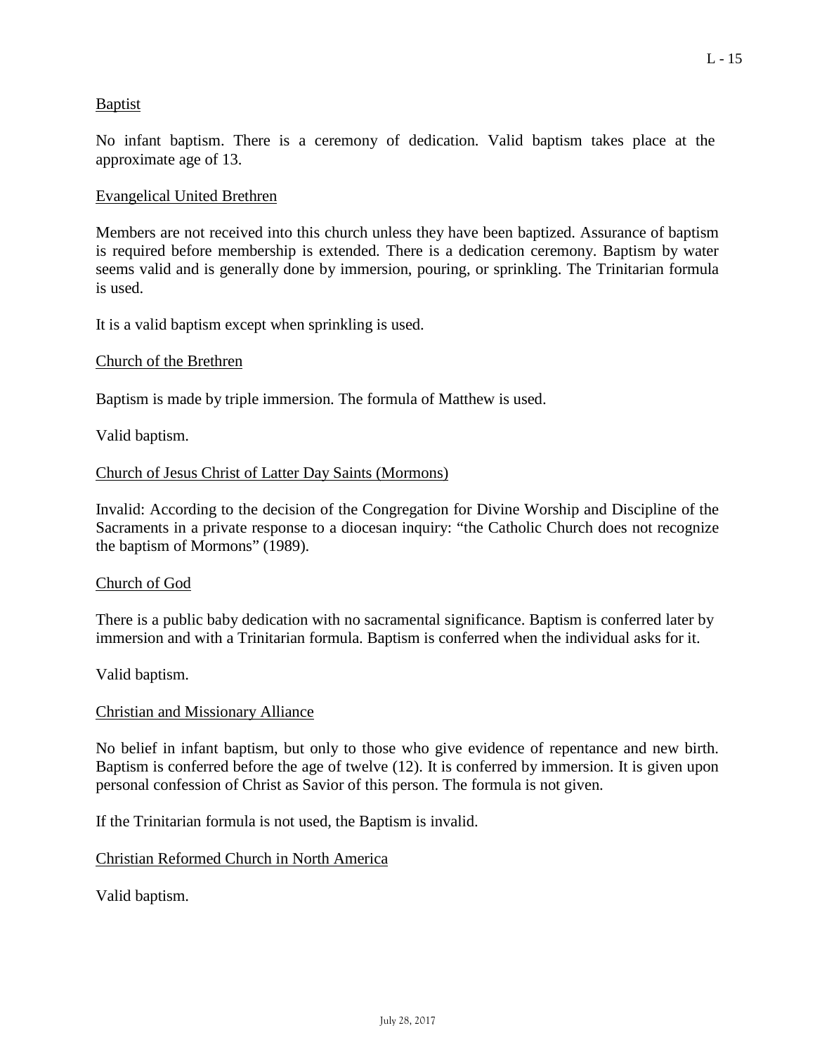<u>Baptist</u>

No infant baptism. There is a ceremony of dedication. Valid baptism takes place at the approximate age of 13.

<u>Evangelical United Brethren</u>

Members are not received into this church unless they have been baptized. Assurance of baptism is required before membership is extended. There is a dedication ceremony. Baptism by water seems valid and is generally done by immersion, pouring, or sprinkling. The Trinitarian formula is used.

It is a valid baptism except when sprinkling is used.

<u>Church of the Brethren</u>

Baptism is made by triple immersion. The formula of Matthew is used.

Valid baptism.

<u>Church of Jesus Christ of Latter Day Saints (Mormons)</u>

Invalid: According to the decision of the Congregation for Divine Worship and Discipline of the Sacraments in a private response to a diocesan inquiry: "the Catholic Church does not recognize the baptism of Mormons" (1989).

<u>Church of God</u>

There is a public baby dedication with no sacramental significance. Baptism is conferred later by immersion and with a Trinitarian formula. Baptism is conferred when the individual asks for it.

Valid baptism.

<u>Christian and Missionary Alliance</u>

No belief in infant baptism, but only to those who give evidence of repentance and new birth. Baptism is conferred before the age of twelve (12). It is conferred by immersion. It is given upon personal confession of Christ as Savior of this person. The formula is not given.

If the Trinitarian formula is not used, the Baptism is invalid.

<u>Christian Reformed Church in North America</u>

Valid baptism.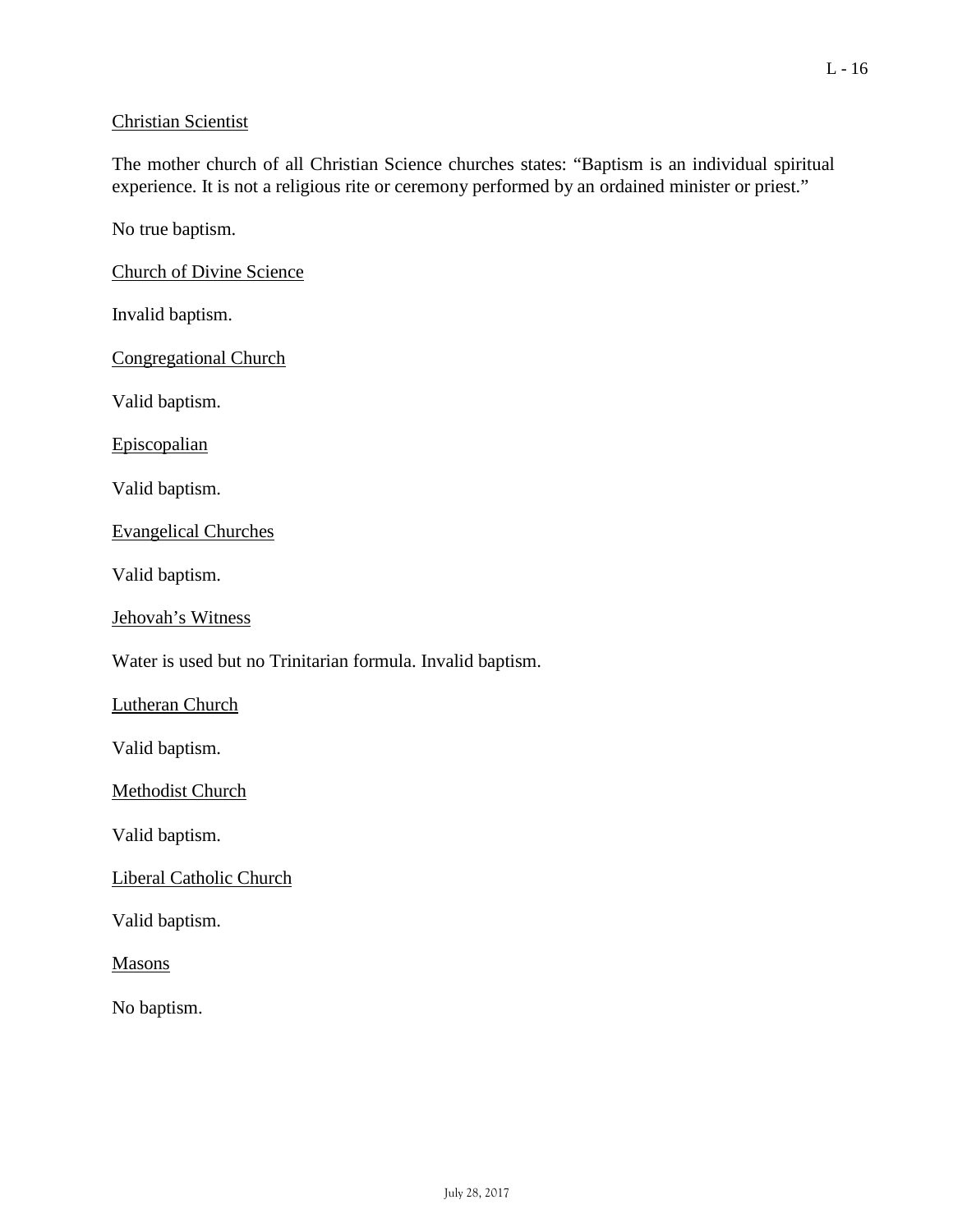Christian Scientist

The mother church of all Christian Science churches states: "Baptism is an individual spiritual experience. It is not a religious rite or ceremony performed by an ordained minister or priest."

No true baptism.

Church of Divine Science

Invalid baptism.

Congregational Church

Valid baptism.

Episcopalian

Valid baptism.

Evangelical Churches

Valid baptism.

Jehovah's Witness

Water is used but no Trinitarian formula. Invalid baptism.

Lutheran Church

Valid baptism.

Methodist Church

Valid baptism.

Liberal Catholic Church

Valid baptism.

Masons

No baptism.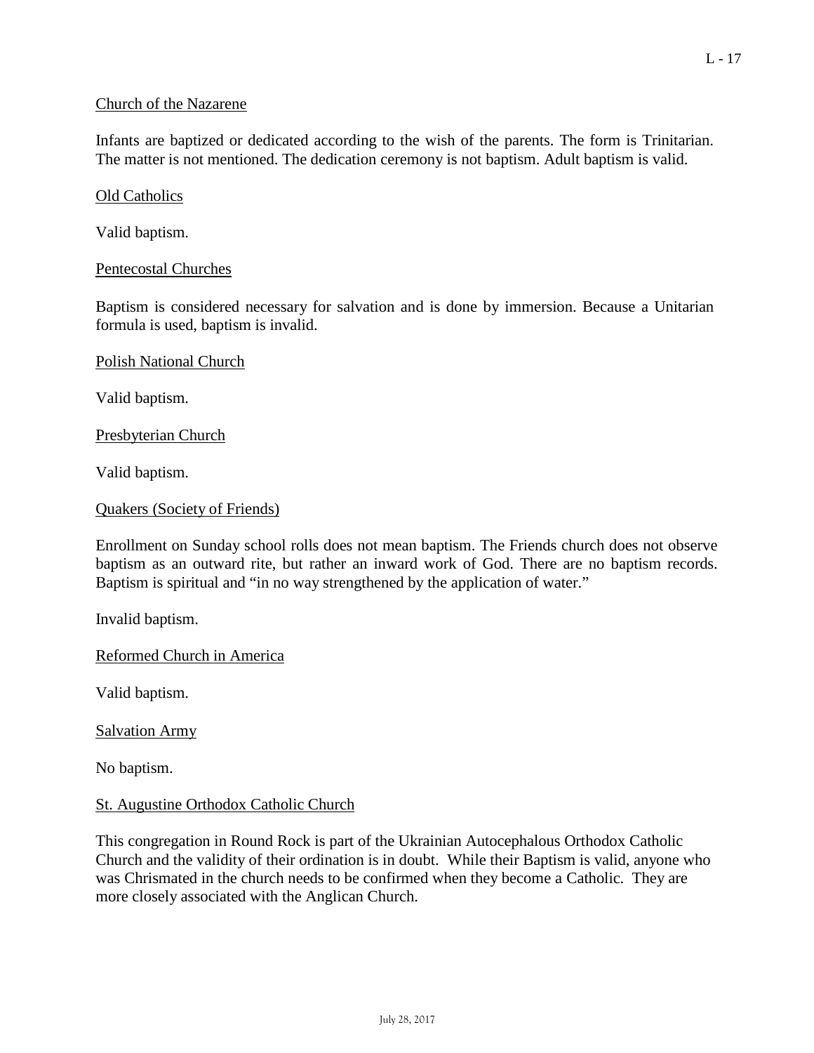## Church of the Nazarene

Infants are baptized or dedicated according to the wish of the parents. The form is Trinitarian. The matter is not mentioned. The dedication ceremony is not baptism. Adult baptism is valid.

## Old Catholics

Valid baptism.

## Pentecostal Churches

Baptism is considered necessary for salvation and is done by immersion. Because a Unitarian formula is used, baptism is invalid.

## Polish National Church

Valid baptism.

## Presbyterian Church

Valid baptism.

## Quakers (Society of Friends)

Enrollment on Sunday school rolls does not mean baptism. The Friends church does not observe baptism as an outward rite, but rather an inward work of God. There are no baptism records. Baptism is spiritual and "in no way strengthened by the application of water."

Invalid baptism.

## Reformed Church in America

Valid baptism.

## Salvation Army

No baptism.

## St. Augustine Orthodox Catholic Church

This congregation in Round Rock is part of the Ukrainian Autocephalous Orthodox Catholic Church and the validity of their ordination is in doubt. While their Baptism is valid, anyone who was Chrismated in the church needs to be confirmed when they become a Catholic. They are more closely associated with the Anglican Church.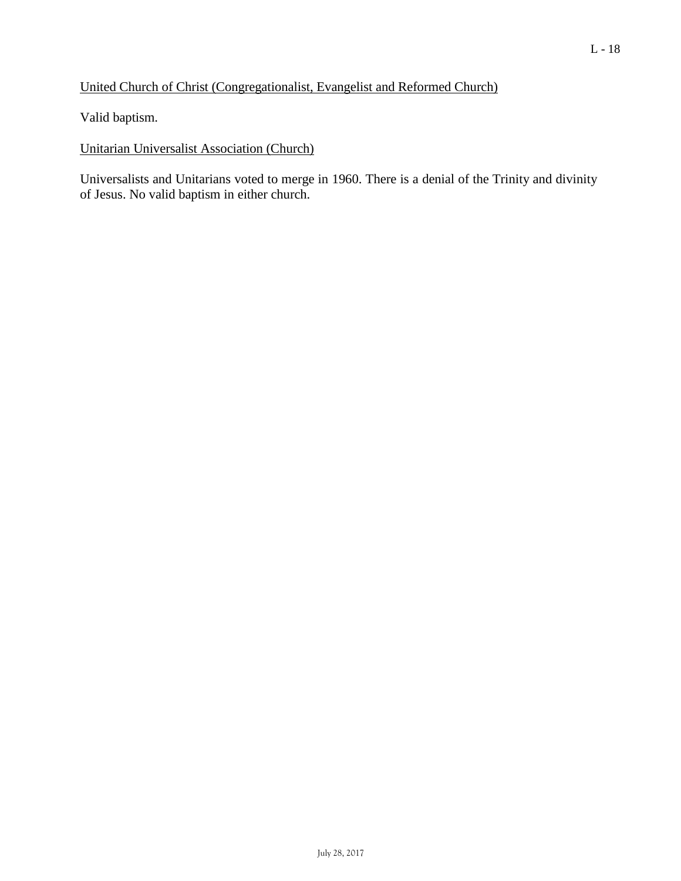<u>United Church of Christ (Congregationalist, Evangelist and Reformed Church)</u>

Valid baptism.

<u>Unitarian Universalist Association (Church)</u>

Universalists and Unitarians voted to merge in 1960. There is a denial of the Trinity and divinity of Jesus. No valid baptism in either church.